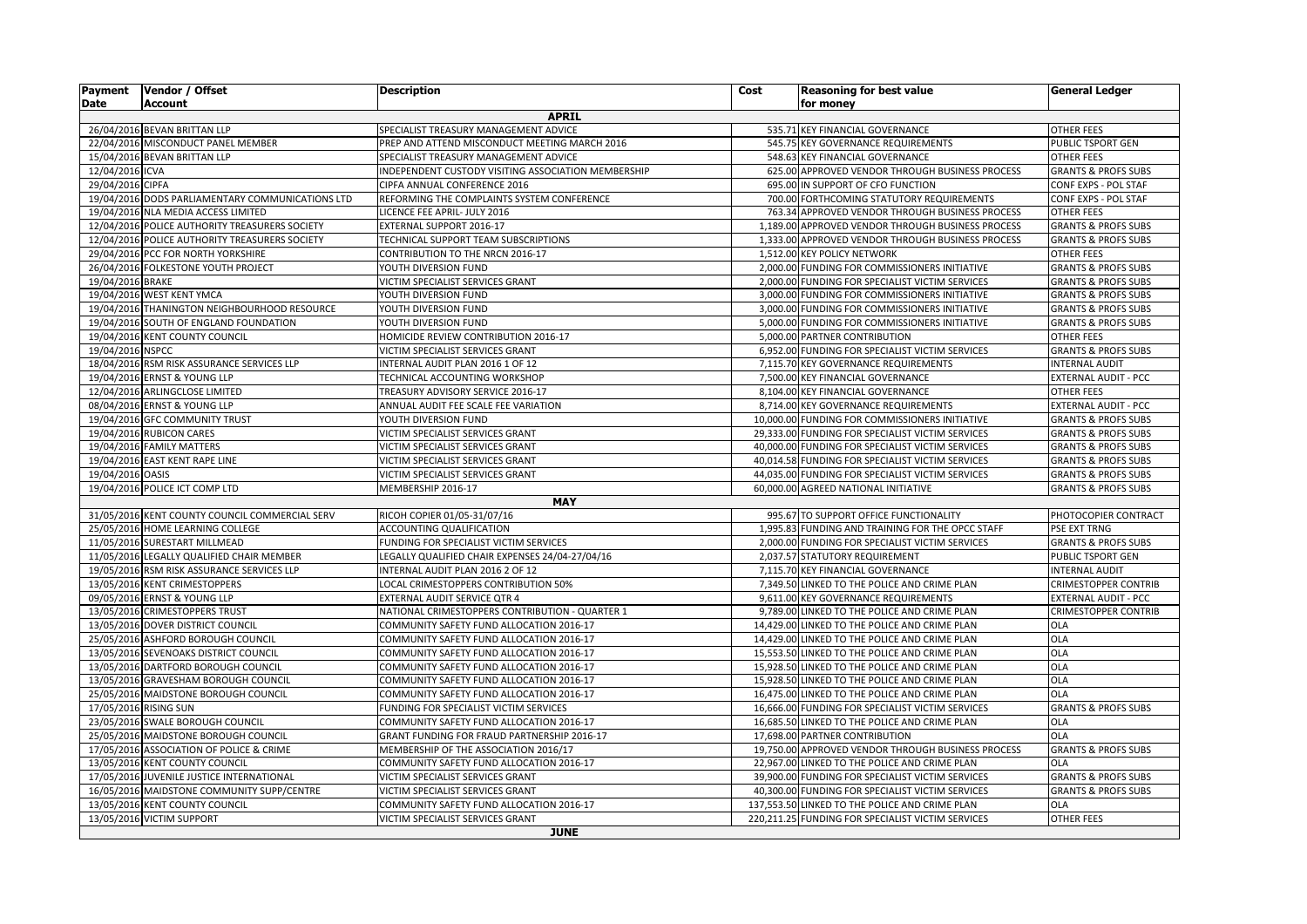| Payment Date | Vendor / Offset Account | Description | Cost | Reasoning for best value for money | General Ledger |
|---|---|---|---|---|---|
| **APRIL** | | | | | |
| 26/04/2016 | BEVAN BRITTAN LLP | SPECIALIST TREASURY MANAGEMENT ADVICE | 535.71 | KEY FINANCIAL GOVERNANCE | OTHER FEES |
| 22/04/2016 | MISCONDUCT PANEL MEMBER | PREP AND ATTEND MISCONDUCT MEETING MARCH 2016 | 545.75 | KEY GOVERNANCE REQUIREMENTS | PUBLIC TSPORT GEN |
| 15/04/2016 | BEVAN BRITTAN LLP | SPECIALIST TREASURY MANAGEMENT ADVICE | 548.63 | KEY FINANCIAL GOVERNANCE | OTHER FEES |
| 12/04/2016 | ICVA | INDEPENDENT CUSTODY VISITING ASSOCIATION MEMBERSHIP | 625.00 | APPROVED VENDOR THROUGH BUSINESS PROCESS | GRANTS & PROFS SUBS |
| 29/04/2016 | CIPFA | CIPFA ANNUAL CONFERENCE 2016 | 695.00 | IN SUPPORT OF CFO FUNCTION | CONF EXPS - POL STAF |
| 19/04/2016 | DODS PARLIAMENTARY COMMUNICATIONS LTD | REFORMING THE COMPLAINTS SYSTEM CONFERENCE | 700.00 | FORTHCOMING STATUTORY REQUIREMENTS | CONF EXPS - POL STAF |
| 19/04/2016 | NLA MEDIA ACCESS LIMITED | LICENCE FEE APRIL- JULY 2016 | 763.34 | APPROVED VENDOR THROUGH BUSINESS PROCESS | OTHER FEES |
| 12/04/2016 | POLICE AUTHORITY TREASURERS SOCIETY | EXTERNAL SUPPORT 2016-17 | 1,189.00 | APPROVED VENDOR THROUGH BUSINESS PROCESS | GRANTS & PROFS SUBS |
| 12/04/2016 | POLICE AUTHORITY TREASURERS SOCIETY | TECHNICAL SUPPORT TEAM SUBSCRIPTIONS | 1,333.00 | APPROVED VENDOR THROUGH BUSINESS PROCESS | GRANTS & PROFS SUBS |
| 29/04/2016 | PCC FOR NORTH YORKSHIRE | CONTRIBUTION TO THE NRCN 2016-17 | 1,512.00 | KEY POLICY NETWORK | OTHER FEES |
| 26/04/2016 | FOLKESTONE YOUTH PROJECT | YOUTH DIVERSION FUND | 2,000.00 | FUNDING FOR COMMISSIONERS INITIATIVE | GRANTS & PROFS SUBS |
| 19/04/2016 | BRAKE | VICTIM SPECIALIST SERVICES GRANT | 2,000.00 | FUNDING FOR SPECIALIST VICTIM SERVICES | GRANTS & PROFS SUBS |
| 19/04/2016 | WEST KENT YMCA | YOUTH DIVERSION FUND | 3,000.00 | FUNDING FOR COMMISSIONERS INITIATIVE | GRANTS & PROFS SUBS |
| 19/04/2016 | THANINGTON NEIGHBOURHOOD RESOURCE | YOUTH DIVERSION FUND | 3,000.00 | FUNDING FOR COMMISSIONERS INITIATIVE | GRANTS & PROFS SUBS |
| 19/04/2016 | SOUTH OF ENGLAND FOUNDATION | YOUTH DIVERSION FUND | 5,000.00 | FUNDING FOR COMMISSIONERS INITIATIVE | GRANTS & PROFS SUBS |
| 19/04/2016 | KENT COUNTY COUNCIL | HOMICIDE REVIEW CONTRIBUTION 2016-17 | 5,000.00 | PARTNER CONTRIBUTION | OTHER FEES |
| 19/04/2016 | NSPCC | VICTIM SPECIALIST SERVICES GRANT | 6,952.00 | FUNDING FOR SPECIALIST VICTIM SERVICES | GRANTS & PROFS SUBS |
| 18/04/2016 | RSM RISK ASSURANCE SERVICES LLP | INTERNAL AUDIT PLAN 2016 1 OF 12 | 7,115.70 | KEY GOVERNANCE REQUIREMENTS | INTERNAL AUDIT |
| 19/04/2016 | ERNST & YOUNG LLP | TECHNICAL ACCOUNTING WORKSHOP | 7,500.00 | KEY FINANCIAL GOVERNANCE | EXTERNAL AUDIT - PCC |
| 12/04/2016 | ARLINGCLOSE LIMITED | TREASURY ADVISORY SERVICE 2016-17 | 8,104.00 | KEY FINANCIAL GOVERNANCE | OTHER FEES |
| 08/04/2016 | ERNST & YOUNG LLP | ANNUAL AUDIT FEE SCALE FEE VARIATION | 8,714.00 | KEY GOVERNANCE REQUIREMENTS | EXTERNAL AUDIT - PCC |
| 19/04/2016 | GFC COMMUNITY TRUST | YOUTH DIVERSION FUND | 10,000.00 | FUNDING FOR COMMISSIONERS INITIATIVE | GRANTS & PROFS SUBS |
| 19/04/2016 | RUBICON CARES | VICTIM SPECIALIST SERVICES GRANT | 29,333.00 | FUNDING FOR SPECIALIST VICTIM SERVICES | GRANTS & PROFS SUBS |
| 19/04/2016 | FAMILY MATTERS | VICTIM SPECIALIST SERVICES GRANT | 40,000.00 | FUNDING FOR SPECIALIST VICTIM SERVICES | GRANTS & PROFS SUBS |
| 19/04/2016 | EAST KENT RAPE LINE | VICTIM SPECIALIST SERVICES GRANT | 40,014.58 | FUNDING FOR SPECIALIST VICTIM SERVICES | GRANTS & PROFS SUBS |
| 19/04/2016 | OASIS | VICTIM SPECIALIST SERVICES GRANT | 44,035.00 | FUNDING FOR SPECIALIST VICTIM SERVICES | GRANTS & PROFS SUBS |
| 19/04/2016 | POLICE ICT COMP LTD | MEMBERSHIP 2016-17 | 60,000.00 | AGREED NATIONAL INITIATIVE | GRANTS & PROFS SUBS |
| **MAY** | | | | | |
| 31/05/2016 | KENT COUNTY COUNCIL COMMERCIAL SERV | RICOH COPIER 01/05-31/07/16 | 995.67 | TO SUPPORT OFFICE FUNCTIONALITY | PHOTOCOPIER CONTRACT |
| 25/05/2016 | HOME LEARNING COLLEGE | ACCOUNTING QUALIFICATION | 1,995.83 | FUNDING AND TRAINING FOR THE OPCC STAFF | PSE EXT TRNG |
| 11/05/2016 | SURESTART MILLMEAD | FUNDING FOR SPECIALIST VICTIM SERVICES | 2,000.00 | FUNDING FOR SPECIALIST VICTIM SERVICES | GRANTS & PROFS SUBS |
| 11/05/2016 | LEGALLY QUALIFIED CHAIR MEMBER | LEGALLY QUALIFIED CHAIR EXPENSES 24/04-27/04/16 | 2,037.57 | STATUTORY REQUIREMENT | PUBLIC TSPORT GEN |
| 19/05/2016 | RSM RISK ASSURANCE SERVICES LLP | INTERNAL AUDIT PLAN 2016 2 OF 12 | 7,115.70 | KEY FINANCIAL GOVERNANCE | INTERNAL AUDIT |
| 13/05/2016 | KENT CRIMESTOPPERS | LOCAL CRIMESTOPPERS CONTRIBUTION 50% | 7,349.50 | LINKED TO THE POLICE AND CRIME PLAN | CRIMESTOPPER CONTRIB |
| 09/05/2016 | ERNST & YOUNG LLP | EXTERNAL AUDIT SERVICE QTR 4 | 9,611.00 | KEY GOVERNANCE REQUIREMENTS | EXTERNAL AUDIT - PCC |
| 13/05/2016 | CRIMESTOPPERS TRUST | NATIONAL CRIMESTOPPERS CONTRIBUTION - QUARTER 1 | 9,789.00 | LINKED TO THE POLICE AND CRIME PLAN | CRIMESTOPPER CONTRIB |
| 13/05/2016 | DOVER DISTRICT COUNCIL | COMMUNITY SAFETY FUND ALLOCATION 2016-17 | 14,429.00 | LINKED TO THE POLICE AND CRIME PLAN | OLA |
| 25/05/2016 | ASHFORD BOROUGH COUNCIL | COMMUNITY SAFETY FUND ALLOCATION 2016-17 | 14,429.00 | LINKED TO THE POLICE AND CRIME PLAN | OLA |
| 13/05/2016 | SEVENOAKS DISTRICT COUNCIL | COMMUNITY SAFETY FUND ALLOCATION 2016-17 | 15,553.50 | LINKED TO THE POLICE AND CRIME PLAN | OLA |
| 13/05/2016 | DARTFORD BOROUGH COUNCIL | COMMUNITY SAFETY FUND ALLOCATION 2016-17 | 15,928.50 | LINKED TO THE POLICE AND CRIME PLAN | OLA |
| 13/05/2016 | GRAVESHAM BOROUGH COUNCIL | COMMUNITY SAFETY FUND ALLOCATION 2016-17 | 15,928.50 | LINKED TO THE POLICE AND CRIME PLAN | OLA |
| 25/05/2016 | MAIDSTONE BOROUGH COUNCIL | COMMUNITY SAFETY FUND ALLOCATION 2016-17 | 16,475.00 | LINKED TO THE POLICE AND CRIME PLAN | OLA |
| 17/05/2016 | RISING SUN | FUNDING FOR SPECIALIST VICTIM SERVICES | 16,666.00 | FUNDING FOR SPECIALIST VICTIM SERVICES | GRANTS & PROFS SUBS |
| 23/05/2016 | SWALE BOROUGH COUNCIL | COMMUNITY SAFETY FUND ALLOCATION 2016-17 | 16,685.50 | LINKED TO THE POLICE AND CRIME PLAN | OLA |
| 25/05/2016 | MAIDSTONE BOROUGH COUNCIL | GRANT FUNDING FOR FRAUD PARTNERSHIP 2016-17 | 17,698.00 | PARTNER CONTRIBUTION | OLA |
| 17/05/2016 | ASSOCIATION OF POLICE & CRIME | MEMBERSHIP OF THE ASSOCIATION 2016/17 | 19,750.00 | APPROVED VENDOR THROUGH BUSINESS PROCESS | GRANTS & PROFS SUBS |
| 13/05/2016 | KENT COUNTY COUNCIL | COMMUNITY SAFETY FUND ALLOCATION 2016-17 | 22,967.00 | LINKED TO THE POLICE AND CRIME PLAN | OLA |
| 17/05/2016 | JUVENILE JUSTICE INTERNATIONAL | VICTIM SPECIALIST SERVICES GRANT | 39,900.00 | FUNDING FOR SPECIALIST VICTIM SERVICES | GRANTS & PROFS SUBS |
| 16/05/2016 | MAIDSTONE COMMUNITY SUPP/CENTRE | VICTIM SPECIALIST SERVICES GRANT | 40,300.00 | FUNDING FOR SPECIALIST VICTIM SERVICES | GRANTS & PROFS SUBS |
| 13/05/2016 | KENT COUNTY COUNCIL | COMMUNITY SAFETY FUND ALLOCATION 2016-17 | 137,553.50 | LINKED TO THE POLICE AND CRIME PLAN | OLA |
| 13/05/2016 | VICTIM SUPPORT | VICTIM SPECIALIST SERVICES GRANT | 220,211.25 | FUNDING FOR SPECIALIST VICTIM SERVICES | OTHER FEES |
| **JUNE** | | | | | |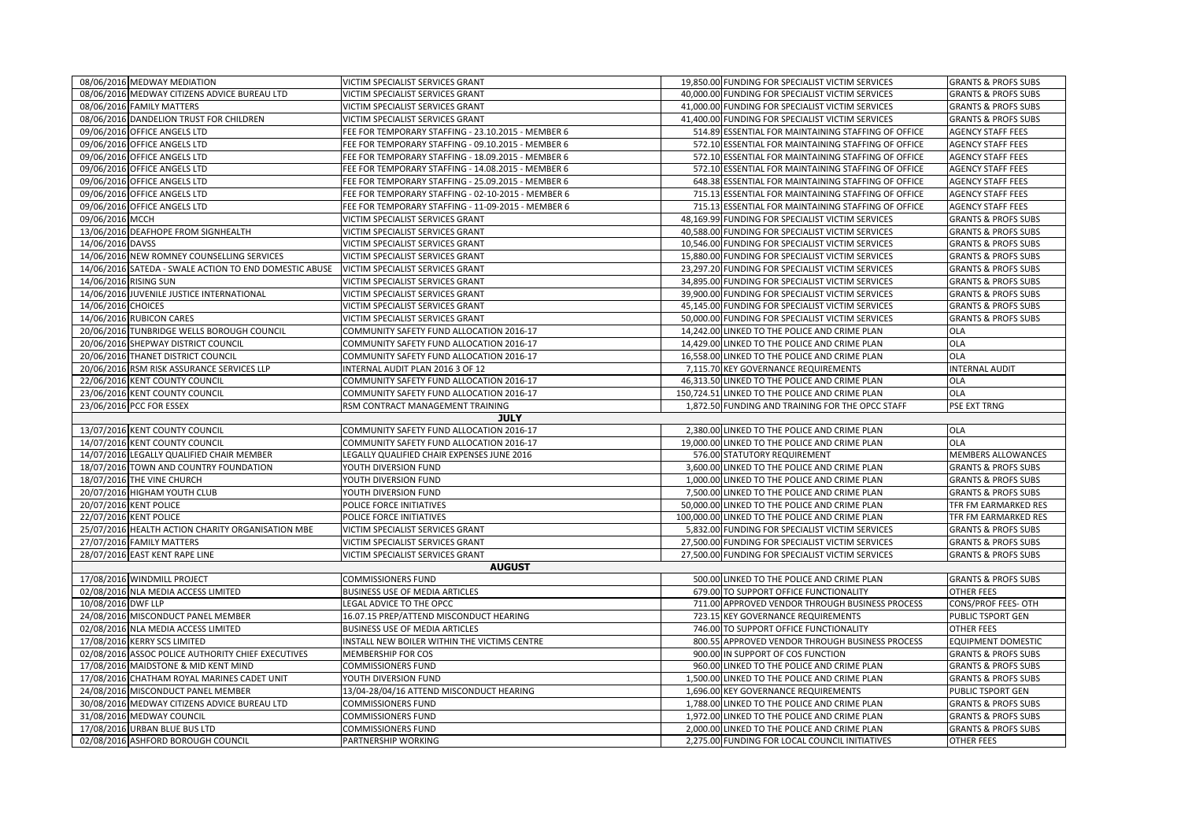| | | | | | |
|---|---|---|---|---|---|
| 08/06/2016 | MEDWAY MEDIATION | VICTIM SPECIALIST SERVICES GRANT | 19,850.00 | FUNDING FOR SPECIALIST VICTIM SERVICES | GRANTS & PROFS SUBS |
| 08/06/2016 | MEDWAY CITIZENS ADVICE BUREAU LTD | VICTIM SPECIALIST SERVICES GRANT | 40,000.00 | FUNDING FOR SPECIALIST VICTIM SERVICES | GRANTS & PROFS SUBS |
| 08/06/2016 | FAMILY MATTERS | VICTIM SPECIALIST SERVICES GRANT | 41,000.00 | FUNDING FOR SPECIALIST VICTIM SERVICES | GRANTS & PROFS SUBS |
| 08/06/2016 | DANDELION TRUST FOR CHILDREN | VICTIM SPECIALIST SERVICES GRANT | 41,400.00 | FUNDING FOR SPECIALIST VICTIM SERVICES | GRANTS & PROFS SUBS |
| 09/06/2016 | OFFICE ANGELS LTD | FEE FOR TEMPORARY STAFFING - 23.10.2015 - MEMBER 6 | 514.89 | ESSENTIAL FOR MAINTAINING STAFFING OF OFFICE | AGENCY STAFF FEES |
| 09/06/2016 | OFFICE ANGELS LTD | FEE FOR TEMPORARY STAFFING - 09.10.2015 - MEMBER 6 | 572.10 | ESSENTIAL FOR MAINTAINING STAFFING OF OFFICE | AGENCY STAFF FEES |
| 09/06/2016 | OFFICE ANGELS LTD | FEE FOR TEMPORARY STAFFING - 18.09.2015 - MEMBER 6 | 572.10 | ESSENTIAL FOR MAINTAINING STAFFING OF OFFICE | AGENCY STAFF FEES |
| 09/06/2016 | OFFICE ANGELS LTD | FEE FOR TEMPORARY STAFFING - 14.08.2015 - MEMBER 6 | 572.10 | ESSENTIAL FOR MAINTAINING STAFFING OF OFFICE | AGENCY STAFF FEES |
| 09/06/2016 | OFFICE ANGELS LTD | FEE FOR TEMPORARY STAFFING - 25.09.2015 - MEMBER 6 | 648.38 | ESSENTIAL FOR MAINTAINING STAFFING OF OFFICE | AGENCY STAFF FEES |
| 09/06/2016 | OFFICE ANGELS LTD | FEE FOR TEMPORARY STAFFING - 02-10-2015 - MEMBER 6 | 715.13 | ESSENTIAL FOR MAINTAINING STAFFING OF OFFICE | AGENCY STAFF FEES |
| 09/06/2016 | OFFICE ANGELS LTD | FEE FOR TEMPORARY STAFFING - 11-09-2015 - MEMBER 6 | 715.13 | ESSENTIAL FOR MAINTAINING STAFFING OF OFFICE | AGENCY STAFF FEES |
| 09/06/2016 | MCCH | VICTIM SPECIALIST SERVICES GRANT | 48,169.99 | FUNDING FOR SPECIALIST VICTIM SERVICES | GRANTS & PROFS SUBS |
| 13/06/2016 | DEAFHOPE FROM SIGNHEALTH | VICTIM SPECIALIST SERVICES GRANT | 40,588.00 | FUNDING FOR SPECIALIST VICTIM SERVICES | GRANTS & PROFS SUBS |
| 14/06/2016 | DAVSS | VICTIM SPECIALIST SERVICES GRANT | 10,546.00 | FUNDING FOR SPECIALIST VICTIM SERVICES | GRANTS & PROFS SUBS |
| 14/06/2016 | NEW ROMNEY COUNSELLING SERVICES | VICTIM SPECIALIST SERVICES GRANT | 15,880.00 | FUNDING FOR SPECIALIST VICTIM SERVICES | GRANTS & PROFS SUBS |
| 14/06/2016 | SATEDA - SWALE ACTION TO END DOMESTIC ABUSE | VICTIM SPECIALIST SERVICES GRANT | 23,297.20 | FUNDING FOR SPECIALIST VICTIM SERVICES | GRANTS & PROFS SUBS |
| 14/06/2016 | RISING SUN | VICTIM SPECIALIST SERVICES GRANT | 34,895.00 | FUNDING FOR SPECIALIST VICTIM SERVICES | GRANTS & PROFS SUBS |
| 14/06/2016 | JUVENILE JUSTICE INTERNATIONAL | VICTIM SPECIALIST SERVICES GRANT | 39,900.00 | FUNDING FOR SPECIALIST VICTIM SERVICES | GRANTS & PROFS SUBS |
| 14/06/2016 | CHOICES | VICTIM SPECIALIST SERVICES GRANT | 45,145.00 | FUNDING FOR SPECIALIST VICTIM SERVICES | GRANTS & PROFS SUBS |
| 14/06/2016 | RUBICON CARES | VICTIM SPECIALIST SERVICES GRANT | 50,000.00 | FUNDING FOR SPECIALIST VICTIM SERVICES | GRANTS & PROFS SUBS |
| 20/06/2016 | TUNBRIDGE WELLS BOROUGH COUNCIL | COMMUNITY SAFETY FUND ALLOCATION 2016-17 | 14,242.00 | LINKED TO THE POLICE AND CRIME PLAN | OLA |
| 20/06/2016 | SHEPWAY DISTRICT COUNCIL | COMMUNITY SAFETY FUND ALLOCATION 2016-17 | 14,429.00 | LINKED TO THE POLICE AND CRIME PLAN | OLA |
| 20/06/2016 | THANET DISTRICT COUNCIL | COMMUNITY SAFETY FUND ALLOCATION 2016-17 | 16,558.00 | LINKED TO THE POLICE AND CRIME PLAN | OLA |
| 20/06/2016 | RSM RISK ASSURANCE SERVICES LLP | INTERNAL AUDIT PLAN 2016 3 OF 12 | 7,115.70 | KEY GOVERNANCE REQUIREMENTS | INTERNAL AUDIT |
| 22/06/2016 | KENT COUNTY COUNCIL | COMMUNITY SAFETY FUND ALLOCATION 2016-17 | 46,313.50 | LINKED TO THE POLICE AND CRIME PLAN | OLA |
| 23/06/2016 | KENT COUNTY COUNCIL | COMMUNITY SAFETY FUND ALLOCATION 2016-17 | 150,724.51 | LINKED TO THE POLICE AND CRIME PLAN | OLA |
| 23/06/2016 | PCC FOR ESSEX | RSM CONTRACT MANAGEMENT TRAINING | 1,872.50 | FUNDING AND TRAINING FOR THE OPCC STAFF | PSE EXT TRNG |
| | | **JULY** | | | |
| 13/07/2016 | KENT COUNTY COUNCIL | COMMUNITY SAFETY FUND ALLOCATION 2016-17 | 2,380.00 | LINKED TO THE POLICE AND CRIME PLAN | OLA |
| 14/07/2016 | KENT COUNTY COUNCIL | COMMUNITY SAFETY FUND ALLOCATION 2016-17 | 19,000.00 | LINKED TO THE POLICE AND CRIME PLAN | OLA |
| 14/07/2016 | LEGALLY QUALIFIED CHAIR MEMBER | LEGALLY QUALIFIED CHAIR EXPENSES JUNE 2016 | 576.00 | STATUTORY REQUIREMENT | MEMBERS ALLOWANCES |
| 18/07/2016 | TOWN AND COUNTRY FOUNDATION | YOUTH DIVERSION FUND | 3,600.00 | LINKED TO THE POLICE AND CRIME PLAN | GRANTS & PROFS SUBS |
| 18/07/2016 | THE VINE CHURCH | YOUTH DIVERSION FUND | 1,000.00 | LINKED TO THE POLICE AND CRIME PLAN | GRANTS & PROFS SUBS |
| 20/07/2016 | HIGHAM YOUTH CLUB | YOUTH DIVERSION FUND | 7,500.00 | LINKED TO THE POLICE AND CRIME PLAN | GRANTS & PROFS SUBS |
| 20/07/2016 | KENT POLICE | POLICE FORCE INITIATIVES | 50,000.00 | LINKED TO THE POLICE AND CRIME PLAN | TFR FM EARMARKED RES |
| 22/07/2016 | KENT POLICE | POLICE FORCE INITIATIVES | 100,000.00 | LINKED TO THE POLICE AND CRIME PLAN | TFR FM EARMARKED RES |
| 25/07/2016 | HEALTH ACTION CHARITY ORGANISATION MBE | VICTIM SPECIALIST SERVICES GRANT | 5,832.00 | FUNDING FOR SPECIALIST VICTIM SERVICES | GRANTS & PROFS SUBS |
| 27/07/2016 | FAMILY MATTERS | VICTIM SPECIALIST SERVICES GRANT | 27,500.00 | FUNDING FOR SPECIALIST VICTIM SERVICES | GRANTS & PROFS SUBS |
| 28/07/2016 | EAST KENT RAPE LINE | VICTIM SPECIALIST SERVICES GRANT | 27,500.00 | FUNDING FOR SPECIALIST VICTIM SERVICES | GRANTS & PROFS SUBS |
| | | **AUGUST** | | | |
| 17/08/2016 | WINDMILL PROJECT | COMMISSIONERS FUND | 500.00 | LINKED TO THE POLICE AND CRIME PLAN | GRANTS & PROFS SUBS |
| 02/08/2016 | NLA MEDIA ACCESS LIMITED | BUSINESS USE OF MEDIA ARTICLES | 679.00 | TO SUPPORT OFFICE FUNCTIONALITY | OTHER FEES |
| 10/08/2016 | DWF LLP | LEGAL ADVICE TO THE OPCC | 711.00 | APPROVED VENDOR THROUGH BUSINESS PROCESS | CONS/PROF FEES- OTH |
| 24/08/2016 | MISCONDUCT PANEL MEMBER | 16.07.15 PREP/ATTEND MISCONDUCT HEARING | 723.15 | KEY GOVERNANCE REQUIREMENTS | PUBLIC TSPORT GEN |
| 02/08/2016 | NLA MEDIA ACCESS LIMITED | BUSINESS USE OF MEDIA ARTICLES | 746.00 | TO SUPPORT OFFICE FUNCTIONALITY | OTHER FEES |
| 17/08/2016 | KERRY SCS LIMITED | INSTALL NEW BOILER WITHIN THE VICTIMS CENTRE | 800.55 | APPROVED VENDOR THROUGH BUSINESS PROCESS | EQUIPMENT DOMESTIC |
| 02/08/2016 | ASSOC POLICE AUTHORITY CHIEF EXECUTIVES | MEMBERSHIP FOR COS | 900.00 | IN SUPPORT OF COS FUNCTION | GRANTS & PROFS SUBS |
| 17/08/2016 | MAIDSTONE & MID KENT MIND | COMMISSIONERS FUND | 960.00 | LINKED TO THE POLICE AND CRIME PLAN | GRANTS & PROFS SUBS |
| 17/08/2016 | CHATHAM ROYAL MARINES CADET UNIT | YOUTH DIVERSION FUND | 1,500.00 | LINKED TO THE POLICE AND CRIME PLAN | GRANTS & PROFS SUBS |
| 24/08/2016 | MISCONDUCT PANEL MEMBER | 13/04-28/04/16 ATTEND MISCONDUCT HEARING | 1,696.00 | KEY GOVERNANCE REQUIREMENTS | PUBLIC TSPORT GEN |
| 30/08/2016 | MEDWAY CITIZENS ADVICE BUREAU LTD | COMMISSIONERS FUND | 1,788.00 | LINKED TO THE POLICE AND CRIME PLAN | GRANTS & PROFS SUBS |
| 31/08/2016 | MEDWAY COUNCIL | COMMISSIONERS FUND | 1,972.00 | LINKED TO THE POLICE AND CRIME PLAN | GRANTS & PROFS SUBS |
| 17/08/2016 | URBAN BLUE BUS LTD | COMMISSIONERS FUND | 2,000.00 | LINKED TO THE POLICE AND CRIME PLAN | GRANTS & PROFS SUBS |
| 02/08/2016 | ASHFORD BOROUGH COUNCIL | PARTNERSHIP WORKING | 2,275.00 | FUNDING FOR LOCAL COUNCIL INITIATIVES | OTHER FEES |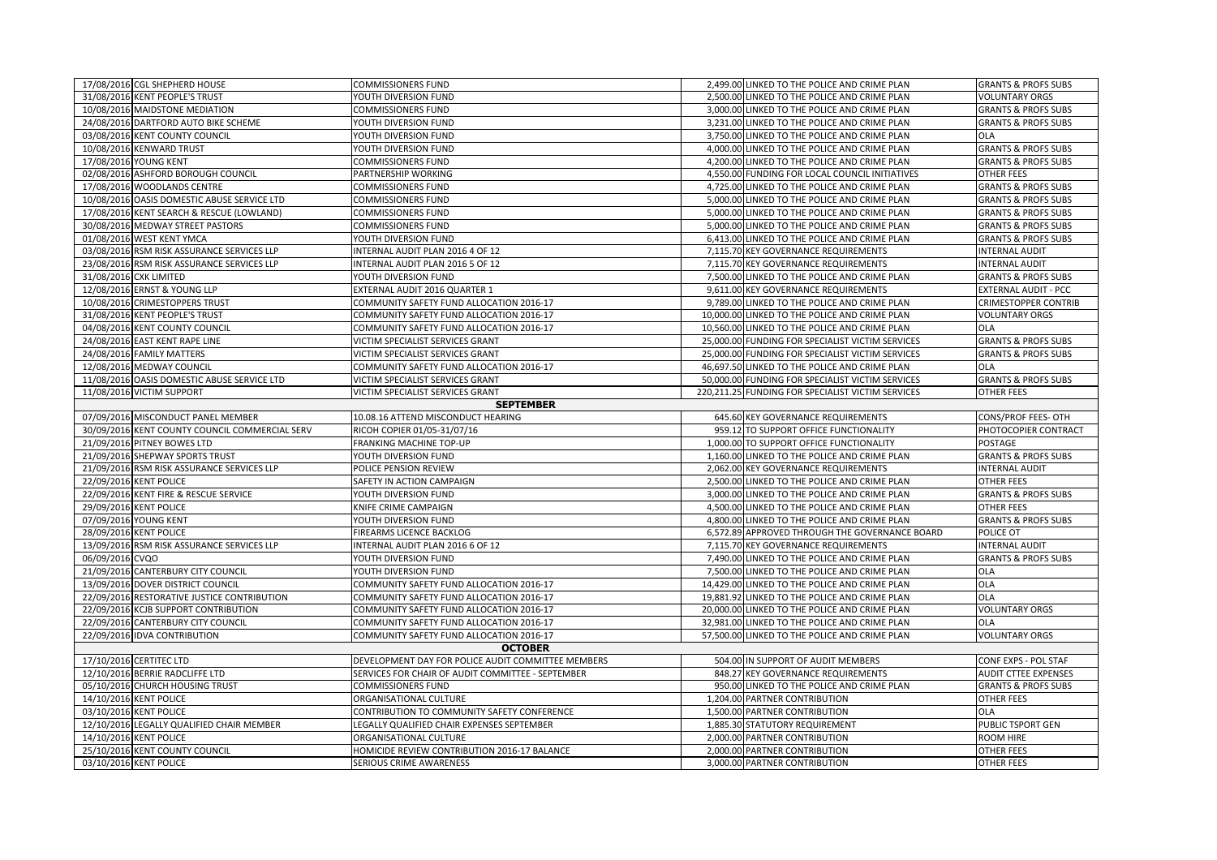| | | | | | |
|---|---|---|---|---|---|
| 17/08/2016 | CGL SHEPHERD HOUSE | COMMISSIONERS FUND | 2,499.00 | LINKED TO THE POLICE AND CRIME PLAN | GRANTS & PROFS SUBS |
| 31/08/2016 | KENT PEOPLE'S TRUST | YOUTH DIVERSION FUND | 2,500.00 | LINKED TO THE POLICE AND CRIME PLAN | VOLUNTARY ORGS |
| 10/08/2016 | MAIDSTONE MEDIATION | COMMISSIONERS FUND | 3,000.00 | LINKED TO THE POLICE AND CRIME PLAN | GRANTS & PROFS SUBS |
| 24/08/2016 | DARTFORD AUTO BIKE SCHEME | YOUTH DIVERSION FUND | 3,231.00 | LINKED TO THE POLICE AND CRIME PLAN | GRANTS & PROFS SUBS |
| 03/08/2016 | KENT COUNTY COUNCIL | YOUTH DIVERSION FUND | 3,750.00 | LINKED TO THE POLICE AND CRIME PLAN | OLA |
| 10/08/2016 | KENWARD TRUST | YOUTH DIVERSION FUND | 4,000.00 | LINKED TO THE POLICE AND CRIME PLAN | GRANTS & PROFS SUBS |
| 17/08/2016 | YOUNG KENT | COMMISSIONERS FUND | 4,200.00 | LINKED TO THE POLICE AND CRIME PLAN | GRANTS & PROFS SUBS |
| 02/08/2016 | ASHFORD BOROUGH COUNCIL | PARTNERSHIP WORKING | 4,550.00 | FUNDING FOR LOCAL COUNCIL INITIATIVES | OTHER FEES |
| 17/08/2016 | WOODLANDS CENTRE | COMMISSIONERS FUND | 4,725.00 | LINKED TO THE POLICE AND CRIME PLAN | GRANTS & PROFS SUBS |
| 10/08/2016 | OASIS DOMESTIC ABUSE SERVICE LTD | COMMISSIONERS FUND | 5,000.00 | LINKED TO THE POLICE AND CRIME PLAN | GRANTS & PROFS SUBS |
| 17/08/2016 | KENT SEARCH & RESCUE (LOWLAND) | COMMISSIONERS FUND | 5,000.00 | LINKED TO THE POLICE AND CRIME PLAN | GRANTS & PROFS SUBS |
| 30/08/2016 | MEDWAY STREET PASTORS | COMMISSIONERS FUND | 5,000.00 | LINKED TO THE POLICE AND CRIME PLAN | GRANTS & PROFS SUBS |
| 01/08/2016 | WEST KENT YMCA | YOUTH DIVERSION FUND | 6,413.00 | LINKED TO THE POLICE AND CRIME PLAN | GRANTS & PROFS SUBS |
| 03/08/2016 | RSM RISK ASSURANCE SERVICES LLP | INTERNAL AUDIT PLAN 2016 4 OF 12 | 7,115.70 | KEY GOVERNANCE REQUIREMENTS | INTERNAL AUDIT |
| 23/08/2016 | RSM RISK ASSURANCE SERVICES LLP | INTERNAL AUDIT PLAN 2016 5 OF 12 | 7,115.70 | KEY GOVERNANCE REQUIREMENTS | INTERNAL AUDIT |
| 31/08/2016 | CXK LIMITED | YOUTH DIVERSION FUND | 7,500.00 | LINKED TO THE POLICE AND CRIME PLAN | GRANTS & PROFS SUBS |
| 12/08/2016 | ERNST & YOUNG LLP | EXTERNAL AUDIT 2016 QUARTER 1 | 9,611.00 | KEY GOVERNANCE REQUIREMENTS | EXTERNAL AUDIT - PCC |
| 10/08/2016 | CRIMESTOPPERS TRUST | COMMUNITY SAFETY FUND ALLOCATION 2016-17 | 9,789.00 | LINKED TO THE POLICE AND CRIME PLAN | CRIMESTOPPER CONTRIB |
| 31/08/2016 | KENT PEOPLE'S TRUST | COMMUNITY SAFETY FUND ALLOCATION 2016-17 | 10,000.00 | LINKED TO THE POLICE AND CRIME PLAN | VOLUNTARY ORGS |
| 04/08/2016 | KENT COUNTY COUNCIL | COMMUNITY SAFETY FUND ALLOCATION 2016-17 | 10,560.00 | LINKED TO THE POLICE AND CRIME PLAN | OLA |
| 24/08/2016 | EAST KENT RAPE LINE | VICTIM SPECIALIST SERVICES GRANT | 25,000.00 | FUNDING FOR SPECIALIST VICTIM SERVICES | GRANTS & PROFS SUBS |
| 24/08/2016 | FAMILY MATTERS | VICTIM SPECIALIST SERVICES GRANT | 25,000.00 | FUNDING FOR SPECIALIST VICTIM SERVICES | GRANTS & PROFS SUBS |
| 12/08/2016 | MEDWAY COUNCIL | COMMUNITY SAFETY FUND ALLOCATION 2016-17 | 46,697.50 | LINKED TO THE POLICE AND CRIME PLAN | OLA |
| 11/08/2016 | OASIS DOMESTIC ABUSE SERVICE LTD | VICTIM SPECIALIST SERVICES GRANT | 50,000.00 | FUNDING FOR SPECIALIST VICTIM SERVICES | GRANTS & PROFS SUBS |
| 11/08/2016 | VICTIM SUPPORT | VICTIM SPECIALIST SERVICES GRANT | 220,211.25 | FUNDING FOR SPECIALIST VICTIM SERVICES | OTHER FEES |
| | | **SEPTEMBER** | | | |
| 07/09/2016 | MISCONDUCT PANEL MEMBER | 10.08.16 ATTEND MISCONDUCT HEARING | 645.60 | KEY GOVERNANCE REQUIREMENTS | CONS/PROF FEES- OTH |
| 30/09/2016 | KENT COUNTY COUNCIL COMMERCIAL SERV | RICOH COPIER 01/05-31/07/16 | 959.12 | TO SUPPORT OFFICE FUNCTIONALITY | PHOTOCOPIER CONTRACT |
| 21/09/2016 | PITNEY BOWES LTD | FRANKING MACHINE TOP-UP | 1,000.00 | TO SUPPORT OFFICE FUNCTIONALITY | POSTAGE |
| 21/09/2016 | SHEPWAY SPORTS TRUST | YOUTH DIVERSION FUND | 1,160.00 | LINKED TO THE POLICE AND CRIME PLAN | GRANTS & PROFS SUBS |
| 21/09/2016 | RSM RISK ASSURANCE SERVICES LLP | POLICE PENSION REVIEW | 2,062.00 | KEY GOVERNANCE REQUIREMENTS | INTERNAL AUDIT |
| 22/09/2016 | KENT POLICE | SAFETY IN ACTION CAMPAIGN | 2,500.00 | LINKED TO THE POLICE AND CRIME PLAN | OTHER FEES |
| 22/09/2016 | KENT FIRE & RESCUE SERVICE | YOUTH DIVERSION FUND | 3,000.00 | LINKED TO THE POLICE AND CRIME PLAN | GRANTS & PROFS SUBS |
| 29/09/2016 | KENT POLICE | KNIFE CRIME CAMPAIGN | 4,500.00 | LINKED TO THE POLICE AND CRIME PLAN | OTHER FEES |
| 07/09/2016 | YOUNG KENT | YOUTH DIVERSION FUND | 4,800.00 | LINKED TO THE POLICE AND CRIME PLAN | GRANTS & PROFS SUBS |
| 28/09/2016 | KENT POLICE | FIREARMS LICENCE BACKLOG | 6,572.89 | APPROVED THROUGH THE GOVERNANCE BOARD | POLICE OT |
| 13/09/2016 | RSM RISK ASSURANCE SERVICES LLP | INTERNAL AUDIT PLAN 2016 6 OF 12 | 7,115.70 | KEY GOVERNANCE REQUIREMENTS | INTERNAL AUDIT |
| 06/09/2016 | CVQO | YOUTH DIVERSION FUND | 7,490.00 | LINKED TO THE POLICE AND CRIME PLAN | GRANTS & PROFS SUBS |
| 21/09/2016 | CANTERBURY CITY COUNCIL | YOUTH DIVERSION FUND | 7,500.00 | LINKED TO THE POLICE AND CRIME PLAN | OLA |
| 13/09/2016 | DOVER DISTRICT COUNCIL | COMMUNITY SAFETY FUND ALLOCATION 2016-17 | 14,429.00 | LINKED TO THE POLICE AND CRIME PLAN | OLA |
| 22/09/2016 | RESTORATIVE JUSTICE CONTRIBUTION | COMMUNITY SAFETY FUND ALLOCATION 2016-17 | 19,881.92 | LINKED TO THE POLICE AND CRIME PLAN | OLA |
| 22/09/2016 | KCJB SUPPORT CONTRIBUTION | COMMUNITY SAFETY FUND ALLOCATION 2016-17 | 20,000.00 | LINKED TO THE POLICE AND CRIME PLAN | VOLUNTARY ORGS |
| 22/09/2016 | CANTERBURY CITY COUNCIL | COMMUNITY SAFETY FUND ALLOCATION 2016-17 | 32,981.00 | LINKED TO THE POLICE AND CRIME PLAN | OLA |
| 22/09/2016 | IDVA CONTRIBUTION | COMMUNITY SAFETY FUND ALLOCATION 2016-17 | 57,500.00 | LINKED TO THE POLICE AND CRIME PLAN | VOLUNTARY ORGS |
| | | **OCTOBER** | | | |
| 17/10/2016 | CERTITEC LTD | DEVELOPMENT DAY FOR POLICE AUDIT COMMITTEE MEMBERS | 504.00 | IN SUPPORT OF AUDIT MEMBERS | CONF EXPS - POL STAF |
| 12/10/2016 | BERRIE RADCLIFFE LTD | SERVICES FOR CHAIR OF AUDIT COMMITTEE - SEPTEMBER | 848.27 | KEY GOVERNANCE REQUIREMENTS | AUDIT CTTEE EXPENSES |
| 05/10/2016 | CHURCH HOUSING TRUST | COMMISSIONERS FUND | 950.00 | LINKED TO THE POLICE AND CRIME PLAN | GRANTS & PROFS SUBS |
| 14/10/2016 | KENT POLICE | ORGANISATIONAL CULTURE | 1,204.00 | PARTNER CONTRIBUTION | OTHER FEES |
| 03/10/2016 | KENT POLICE | CONTRIBUTION TO COMMUNITY SAFETY CONFERENCE | 1,500.00 | PARTNER CONTRIBUTION | OLA |
| 12/10/2016 | LEGALLY QUALIFIED CHAIR MEMBER | LEGALLY QUALIFIED CHAIR EXPENSES SEPTEMBER | 1,885.30 | STATUTORY REQUIREMENT | PUBLIC TSPORT GEN |
| 14/10/2016 | KENT POLICE | ORGANISATIONAL CULTURE | 2,000.00 | PARTNER CONTRIBUTION | ROOM HIRE |
| 25/10/2016 | KENT COUNTY COUNCIL | HOMICIDE REVIEW CONTRIBUTION 2016-17 BALANCE | 2,000.00 | PARTNER CONTRIBUTION | OTHER FEES |
| 03/10/2016 | KENT POLICE | SERIOUS CRIME AWARENESS | 3,000.00 | PARTNER CONTRIBUTION | OTHER FEES |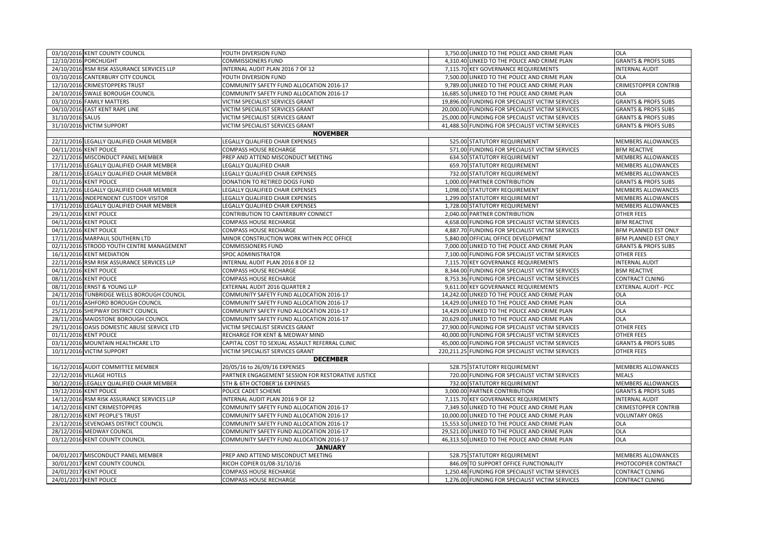| | | | | | |
|---|---|---|---|---|---|
| 03/10/2016 | KENT COUNTY COUNCIL | YOUTH DIVERSION FUND | 3,750.00 | LINKED TO THE POLICE AND CRIME PLAN | OLA |
| 12/10/2016 | PORCHLIGHT | COMMISSIONERS FUND | 4,310.40 | LINKED TO THE POLICE AND CRIME PLAN | GRANTS & PROFS SUBS |
| 24/10/2016 | RSM RISK ASSURANCE SERVICES LLP | INTERNAL AUDIT PLAN 2016 7 OF 12 | 7,115.70 | KEY GOVERNANCE REQUIREMENTS | INTERNAL AUDIT |
| 03/10/2016 | CANTERBURY CITY COUNCIL | YOUTH DIVERSION FUND | 7,500.00 | LINKED TO THE POLICE AND CRIME PLAN | OLA |
| 12/10/2016 | CRIMESTOPPERS TRUST | COMMUNITY SAFETY FUND ALLOCATION 2016-17 | 9,789.00 | LINKED TO THE POLICE AND CRIME PLAN | CRIMESTOPPER CONTRIB |
| 24/10/2016 | SWALE BOROUGH COUNCIL | COMMUNITY SAFETY FUND ALLOCATION 2016-17 | 16,685.50 | LINKED TO THE POLICE AND CRIME PLAN | OLA |
| 03/10/2016 | FAMILY MATTERS | VICTIM SPECIALIST SERVICES GRANT | 19,896.00 | FUNDING FOR SPECIALIST VICTIM SERVICES | GRANTS & PROFS SUBS |
| 04/10/2016 | EAST KENT RAPE LINE | VICTIM SPECIALIST SERVICES GRANT | 20,000.00 | FUNDING FOR SPECIALIST VICTIM SERVICES | GRANTS & PROFS SUBS |
| 31/10/2016 | SALUS | VICTIM SPECIALIST SERVICES GRANT | 25,000.00 | FUNDING FOR SPECIALIST VICTIM SERVICES | GRANTS & PROFS SUBS |
| 31/10/2016 | VICTIM SUPPORT | VICTIM SPECIALIST SERVICES GRANT | 41,488.50 | FUNDING FOR SPECIALIST VICTIM SERVICES | GRANTS & PROFS SUBS |
| | | **NOVEMBER** | | | |
| 22/11/2016 | LEGALLY QUALIFIED CHAIR MEMBER | LEGALLY QUALIFIED CHAIR EXPENSES | 525.00 | STATUTORY REQUIREMENT | MEMBERS ALLOWANCES |
| 04/11/2016 | KENT POLICE | COMPASS HOUSE RECHARGE | 571.00 | FUNDING FOR SPECIALIST VICTIM SERVICES | BFM REACTIVE |
| 22/11/2016 | MISCONDUCT PANEL MEMBER | PREP AND ATTEND MISCONDUCT MEETING | 634.50 | STATUTORY REQUIREMENT | MEMBERS ALLOWANCES |
| 17/11/2016 | LEGALLY QUALIFIED CHAIR MEMBER | LEGALLY QUALIFIED CHAIR | 659.70 | STATUTORY REQUIREMENT | MEMBERS ALLOWANCES |
| 28/11/2016 | LEGALLY QUALIFIED CHAIR MEMBER | LEGALLY QUALIFIED CHAIR EXPENSES | 732.00 | STATUTORY REQUIREMENT | MEMBERS ALLOWANCES |
| 01/11/2016 | KENT POLICE | DONATION TO RETIRED DOGS FUND | 1,000.00 | PARTNER CONTRIBUTION | GRANTS & PROFS SUBS |
| 22/11/2016 | LEGALLY QUALIFIED CHAIR MEMBER | LEGALLY QUALIFIED CHAIR EXPENSES | 1,098.00 | STATUTORY REQUIREMENT | MEMBERS ALLOWANCES |
| 11/11/2016 | INDEPENDENT CUSTODY VISITOR | LEGALLY QUALIFIED CHAIR EXPENSES | 1,299.00 | STATUTORY REQUIREMENT | MEMBERS ALLOWANCES |
| 17/11/2016 | LEGALLY QUALIFIED CHAIR MEMBER | LEGALLY QUALIFIED CHAIR EXPENSES | 1,728.00 | STATUTORY REQUIREMENT | MEMBERS ALLOWANCES |
| 29/11/2016 | KENT POLICE | CONTRIBUTION TO CANTERBURY CONNECT | 2,040.00 | PARTNER CONTRIBUTION | OTHER FEES |
| 04/11/2016 | KENT POLICE | COMPASS HOUSE RECHARGE | 4,658.00 | FUNDING FOR SPECIALIST VICTIM SERVICES | BFM REACTIVE |
| 04/11/2016 | KENT POLICE | COMPASS HOUSE RECHARGE | 4,887.70 | FUNDING FOR SPECIALIST VICTIM SERVICES | BFM PLANNED EST ONLY |
| 17/11/2016 | MARPAUL SOUTHERN LTD | MINOR CONSTRUCTION WORK WITHIN PCC OFFICE | 5,840.00 | OFFICIAL OFFICE DEVELOPMENT | BFM PLANNED EST ONLY |
| 02/11/2016 | STROOD YOUTH CENTRE MANAGEMENT | COMMISSIONERS FUND | 7,000.00 | LINKED TO THE POLICE AND CRIME PLAN | GRANTS & PROFS SUBS |
| 16/11/2016 | KENT MEDIATION | SPOC ADMINISTRATOR | 7,100.00 | FUNDING FOR SPECIALIST VICTIM SERVICES | OTHER FEES |
| 22/11/2016 | RSM RISK ASSURANCE SERVICES LLP | INTERNAL AUDIT PLAN 2016 8 OF 12 | 7,115.70 | KEY GOVERNANCE REQUIREMENTS | INTERNAL AUDIT |
| 04/11/2016 | KENT POLICE | COMPASS HOUSE RECHARGE | 8,344.00 | FUNDING FOR SPECIALIST VICTIM SERVICES | BSM REACTIVE |
| 08/11/2016 | KENT POLICE | COMPASS HOUSE RECHARGE | 8,753.36 | FUNDING FOR SPECIALIST VICTIM SERVICES | CONTRACT CLNING |
| 08/11/2016 | ERNST & YOUNG LLP | EXTERNAL AUDIT 2016 QUARTER 2 | 9,611.00 | KEY GOVERNANCE REQUIREMENTS | EXTERNAL AUDIT - PCC |
| 24/11/2016 | TUNBRIDGE WELLS BOROUGH COUNCIL | COMMUNITY SAFETY FUND ALLOCATION 2016-17 | 14,242.00 | LINKED TO THE POLICE AND CRIME PLAN | OLA |
| 01/11/2016 | ASHFORD BOROUGH COUNCIL | COMMUNITY SAFETY FUND ALLOCATION 2016-17 | 14,429.00 | LINKED TO THE POLICE AND CRIME PLAN | OLA |
| 25/11/2016 | SHEPWAY DISTRICT COUNCIL | COMMUNITY SAFETY FUND ALLOCATION 2016-17 | 14,429.00 | LINKED TO THE POLICE AND CRIME PLAN | OLA |
| 28/11/2016 | MAIDSTONE BOROUGH COUNCIL | COMMUNITY SAFETY FUND ALLOCATION 2016-17 | 20,629.00 | LINKED TO THE POLICE AND CRIME PLAN | OLA |
| 29/11/2016 | OASIS DOMESTIC ABUSE SERVICE LTD | VICTIM SPECIALIST SERVICES GRANT | 27,900.00 | FUNDING FOR SPECIALIST VICTIM SERVICES | OTHER FEES |
| 01/11/2016 | KENT POLICE | RECHARGE FOR KENT & MEDWAY MIND | 40,000.00 | FUNDING FOR SPECIALIST VICTIM SERVICES | OTHER FEES |
| 03/11/2016 | MOUNTAIN HEALTHCARE LTD | CAPITAL COST TO SEXUAL ASSAULT REFERRAL CLINIC | 45,000.00 | FUNDING FOR SPECIALIST VICTIM SERVICES | GRANTS & PROFS SUBS |
| 10/11/2016 | VICTIM SUPPORT | VICTIM SPECIALIST SERVICES GRANT | 220,211.25 | FUNDING FOR SPECIALIST VICTIM SERVICES | OTHER FEES |
| | | **DECEMBER** | | | |
| 16/12/2016 | AUDIT COMMITTEE MEMBER | 20/05/16 to 26/09/16 EXPENSES | 528.75 | STATUTORY REQUIREMENT | MEMBERS ALLOWANCES |
| 22/12/2016 | VILLAGE HOTELS | PARTNER ENGAGEMENT SESSION FOR RESTORATIVE JUSTICE | 720.00 | FUNDING FOR SPECIALIST VICTIM SERVICES | MEALS |
| 30/12/2016 | LEGALLY QUALIFIED CHAIR MEMBER | 5TH & 6TH OCTOBER'16 EXPENSES | 732.00 | STATUTORY REQUIREMENT | MEMBERS ALLOWANCES |
| 19/12/2016 | KENT POLICE | POLICE CADET SCHEME | 3,000.00 | PARTNER CONTRIBUTION | GRANTS & PROFS SUBS |
| 14/12/2016 | RSM RISK ASSURANCE SERVICES LLP | INTERNAL AUDIT PLAN 2016 9 OF 12 | 7,115.70 | KEY GOVERNANCE REQUIREMENTS | INTERNAL AUDIT |
| 14/12/2016 | KENT CRIMESTOPPERS | COMMUNITY SAFETY FUND ALLOCATION 2016-17 | 7,349.50 | LINKED TO THE POLICE AND CRIME PLAN | CRIMESTOPPER CONTRIB |
| 28/12/2016 | KENT PEOPLE'S TRUST | COMMUNITY SAFETY FUND ALLOCATION 2016-17 | 10,000.00 | LINKED TO THE POLICE AND CRIME PLAN | VOLUNTARY ORGS |
| 23/12/2016 | SEVENOAKS DISTRICT COUNCIL | COMMUNITY SAFETY FUND ALLOCATION 2016-17 | 15,553.50 | LINKED TO THE POLICE AND CRIME PLAN | OLA |
| 28/12/2016 | MEDWAY COUNCIL | COMMUNITY SAFETY FUND ALLOCATION 2016-17 | 29,521.00 | LINKED TO THE POLICE AND CRIME PLAN | OLA |
| 03/12/2016 | KENT COUNTY COUNCIL | COMMUNITY SAFETY FUND ALLOCATION 2016-17 | 46,313.50 | LINKED TO THE POLICE AND CRIME PLAN | OLA |
| | | **JANUARY** | | | |
| 04/01/2017 | MISCONDUCT PANEL MEMBER | PREP AND ATTEND MISCONDUCT MEETING | 528.75 | STATUTORY REQUIREMENT | MEMBERS ALLOWANCES |
| 30/01/2017 | KENT COUNTY COUNCIL | RICOH COPIER 01/08-31/10/16 | 846.09 | TO SUPPORT OFFICE FUNCTIONALITY | PHOTOCOPIER CONTRACT |
| 24/01/2017 | KENT POLICE | COMPASS HOUSE RECHARGE | 1,250.48 | FUNDING FOR SPECIALIST VICTIM SERVICES | CONTRACT CLNING |
| 24/01/2017 | KENT POLICE | COMPASS HOUSE RECHARGE | 1,276.00 | FUNDING FOR SPECIALIST VICTIM SERVICES | CONTRACT CLNING |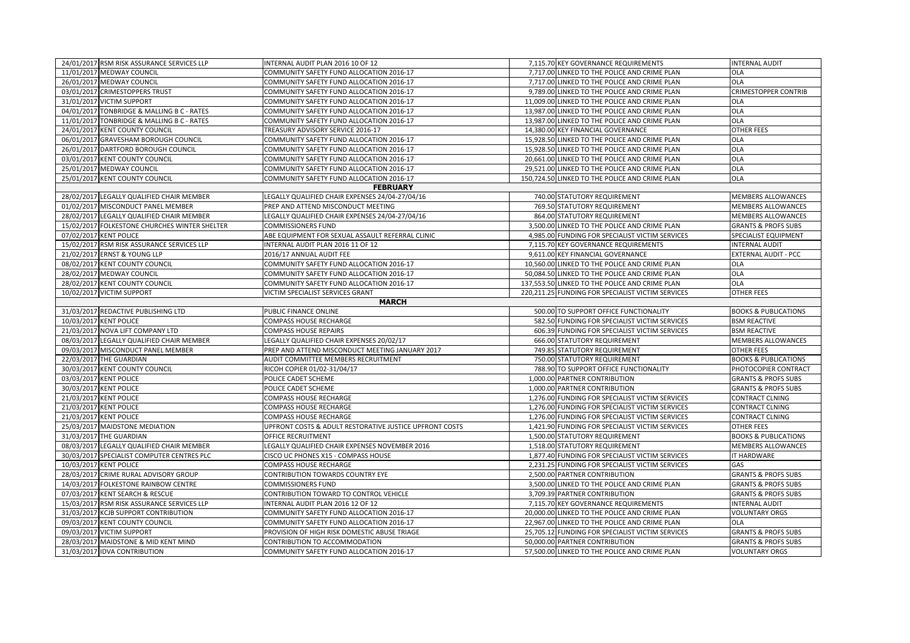| | | | | | |
|---|---|---|---|---|---|
| 24/01/2017 | RSM RISK ASSURANCE SERVICES LLP | INTERNAL AUDIT PLAN 2016 10 OF 12 | 7,115.70 | KEY GOVERNANCE REQUIREMENTS | INTERNAL AUDIT |
| 11/01/2017 | MEDWAY COUNCIL | COMMUNITY SAFETY FUND ALLOCATION 2016-17 | 7,717.00 | LINKED TO THE POLICE AND CRIME PLAN | OLA |
| 26/01/2017 | MEDWAY COUNCIL | COMMUNITY SAFETY FUND ALLOCATION 2016-17 | 7,717.00 | LINKED TO THE POLICE AND CRIME PLAN | OLA |
| 03/01/2017 | CRIMESTOPPERS TRUST | COMMUNITY SAFETY FUND ALLOCATION 2016-17 | 9,789.00 | LINKED TO THE POLICE AND CRIME PLAN | CRIMESTOPPER CONTRIB |
| 31/01/2017 | VICTIM SUPPORT | COMMUNITY SAFETY FUND ALLOCATION 2016-17 | 11,009.00 | LINKED TO THE POLICE AND CRIME PLAN | OLA |
| 04/01/2017 | TONBRIDGE & MALLING B C - RATES | COMMUNITY SAFETY FUND ALLOCATION 2016-17 | 13,987.00 | LINKED TO THE POLICE AND CRIME PLAN | OLA |
| 11/01/2017 | TONBRIDGE & MALLING B C - RATES | COMMUNITY SAFETY FUND ALLOCATION 2016-17 | 13,987.00 | LINKED TO THE POLICE AND CRIME PLAN | OLA |
| 24/01/2017 | KENT COUNTY COUNCIL | TREASURY ADVISORY SERVICE 2016-17 | 14,380.00 | KEY FINANCIAL GOVERNANCE | OTHER FEES |
| 06/01/2017 | GRAVESHAM BOROUGH COUNCIL | COMMUNITY SAFETY FUND ALLOCATION 2016-17 | 15,928.50 | LINKED TO THE POLICE AND CRIME PLAN | OLA |
| 26/01/2017 | DARTFORD BOROUGH COUNCIL | COMMUNITY SAFETY FUND ALLOCATION 2016-17 | 15,928.50 | LINKED TO THE POLICE AND CRIME PLAN | OLA |
| 03/01/2017 | KENT COUNTY COUNCIL | COMMUNITY SAFETY FUND ALLOCATION 2016-17 | 20,661.00 | LINKED TO THE POLICE AND CRIME PLAN | OLA |
| 25/01/2017 | MEDWAY COUNCIL | COMMUNITY SAFETY FUND ALLOCATION 2016-17 | 29,521.00 | LINKED TO THE POLICE AND CRIME PLAN | OLA |
| 25/01/2017 | KENT COUNTY COUNCIL | COMMUNITY SAFETY FUND ALLOCATION 2016-17 | 150,724.50 | LINKED TO THE POLICE AND CRIME PLAN | OLA |
| | | **FEBRUARY** | | | |
| 28/02/2017 | LEGALLY QUALIFIED CHAIR MEMBER | LEGALLY QUALIFIED CHAIR EXPENSES 24/04-27/04/16 | 740.00 | STATUTORY REQUIREMENT | MEMBERS ALLOWANCES |
| 01/02/2017 | MISCONDUCT PANEL MEMBER | PREP AND ATTEND MISCONDUCT MEETING | 769.50 | STATUTORY REQUIREMENT | MEMBERS ALLOWANCES |
| 28/02/2017 | LEGALLY QUALIFIED CHAIR MEMBER | LEGALLY QUALIFIED CHAIR EXPENSES 24/04-27/04/16 | 864.00 | STATUTORY REQUIREMENT | MEMBERS ALLOWANCES |
| 15/02/2017 | FOLKESTONE CHURCHES WINTER SHELTER | COMMISSIONERS FUND | 3,500.00 | LINKED TO THE POLICE AND CRIME PLAN | GRANTS & PROFS SUBS |
| 07/02/2017 | KENT POLICE | ABE EQUIPMENT FOR SEXUAL ASSAULT REFERRAL CLINIC | 4,985.00 | FUNDING FOR SPECIALIST VICTIM SERVICES | SPECIALIST EQUIPMENT |
| 15/02/2017 | RSM RISK ASSURANCE SERVICES LLP | INTERNAL AUDIT PLAN 2016 11 OF 12 | 7,115.70 | KEY GOVERNANCE REQUIREMENTS | INTERNAL AUDIT |
| 21/02/2017 | ERNST & YOUNG LLP | 2016/17 ANNUAL AUDIT FEE | 9,611.00 | KEY FINANCIAL GOVERNANCE | EXTERNAL AUDIT - PCC |
| 08/02/2017 | KENT COUNTY COUNCIL | COMMUNITY SAFETY FUND ALLOCATION 2016-17 | 10,560.00 | LINKED TO THE POLICE AND CRIME PLAN | OLA |
| 28/02/2017 | MEDWAY COUNCIL | COMMUNITY SAFETY FUND ALLOCATION 2016-17 | 50,084.50 | LINKED TO THE POLICE AND CRIME PLAN | OLA |
| 28/02/2017 | KENT COUNTY COUNCIL | COMMUNITY SAFETY FUND ALLOCATION 2016-17 | 137,553.50 | LINKED TO THE POLICE AND CRIME PLAN | OLA |
| 10/02/2017 | VICTIM SUPPORT | VICTIM SPECIALIST SERVICES GRANT | 220,211.25 | FUNDING FOR SPECIALIST VICTIM SERVICES | OTHER FEES |
| | | **MARCH** | | | |
| 31/03/2017 | REDACTIVE PUBLISHING LTD | PUBLIC FINANCE ONLINE | 500.00 | TO SUPPORT OFFICE FUNCTIONALITY | BOOKS & PUBLICATIONS |
| 10/03/2017 | KENT POLICE | COMPASS HOUSE RECHARGE | 582.50 | FUNDING FOR SPECIALIST VICTIM SERVICES | BSM REACTIVE |
| 21/03/2017 | NOVA LIFT COMPANY LTD | COMPASS HOUSE REPAIRS | 606.39 | FUNDING FOR SPECIALIST VICTIM SERVICES | BSM REACTIVE |
| 08/03/2017 | LEGALLY QUALIFIED CHAIR MEMBER | LEGALLY QUALIFIED CHAIR EXPENSES 20/02/17 | 666.00 | STATUTORY REQUIREMENT | MEMBERS ALLOWANCES |
| 09/03/2017 | MISCONDUCT PANEL MEMBER | PREP AND ATTEND MISCONDUCT MEETING JANUARY 2017 | 749.85 | STATUTORY REQUIREMENT | OTHER FEES |
| 22/03/2017 | THE GUARDIAN | AUDIT COMMITTEE MEMBERS RECRUITMENT | 750.00 | STATUTORY REQUIREMENT | BOOKS & PUBLICATIONS |
| 30/03/2017 | KENT COUNTY COUNCIL | RICOH COPIER 01/02-31/04/17 | 788.90 | TO SUPPORT OFFICE FUNCTIONALITY | PHOTOCOPIER CONTRACT |
| 03/03/2017 | KENT POLICE | POLICE CADET SCHEME | 1,000.00 | PARTNER CONTRIBUTION | GRANTS & PROFS SUBS |
| 30/03/2017 | KENT POLICE | POLICE CADET SCHEME | 1,000.00 | PARTNER CONTRIBUTION | GRANTS & PROFS SUBS |
| 21/03/2017 | KENT POLICE | COMPASS HOUSE RECHARGE | 1,276.00 | FUNDING FOR SPECIALIST VICTIM SERVICES | CONTRACT CLNING |
| 21/03/2017 | KENT POLICE | COMPASS HOUSE RECHARGE | 1,276.00 | FUNDING FOR SPECIALIST VICTIM SERVICES | CONTRACT CLNING |
| 21/03/2017 | KENT POLICE | COMPASS HOUSE RECHARGE | 1,276.00 | FUNDING FOR SPECIALIST VICTIM SERVICES | CONTRACT CLNING |
| 25/03/2017 | MAIDSTONE MEDIATION | UPFRONT COSTS & ADULT RESTORATIVE JUSTICE UPFRONT COSTS | 1,421.90 | FUNDING FOR SPECIALIST VICTIM SERVICES | OTHER FEES |
| 31/03/2017 | THE GUARDIAN | OFFICE RECRUITMENT | 1,500.00 | STATUTORY REQUIREMENT | BOOKS & PUBLICATIONS |
| 08/03/2017 | LEGALLY QUALIFIED CHAIR MEMBER | LEGALLY QUALIFIED CHAIR EXPENSES NOVEMBER 2016 | 1,518.00 | STATUTORY REQUIREMENT | MEMBERS ALLOWANCES |
| 30/03/2017 | SPECIALIST COMPUTER CENTRES PLC | CISCO UC PHONES X15 - COMPASS HOUSE | 1,877.40 | FUNDING FOR SPECIALIST VICTIM SERVICES | IT HARDWARE |
| 10/03/2017 | KENT POLICE | COMPASS HOUSE RECHARGE | 2,231.25 | FUNDING FOR SPECIALIST VICTIM SERVICES | GAS |
| 28/03/2017 | CRIME RURAL ADVISORY GROUP | CONTRIBUTION TOWARDS COUNTRY EYE | 2,500.00 | PARTNER CONTRIBUTION | GRANTS & PROFS SUBS |
| 14/03/2017 | FOLKESTONE RAINBOW CENTRE | COMMISSIONERS FUND | 3,500.00 | LINKED TO THE POLICE AND CRIME PLAN | GRANTS & PROFS SUBS |
| 07/03/2017 | KENT SEARCH & RESCUE | CONTRIBUTION TOWARD TO CONTROL VEHICLE | 3,709.39 | PARTNER CONTRIBUTION | GRANTS & PROFS SUBS |
| 15/03/2017 | RSM RISK ASSURANCE SERVICES LLP | INTERNAL AUDIT PLAN 2016 12 OF 12 | 7,115.70 | KEY GOVERNANCE REQUIREMENTS | INTERNAL AUDIT |
| 31/03/2017 | KCJB SUPPORT CONTRIBUTION | COMMUNITY SAFETY FUND ALLOCATION 2016-17 | 20,000.00 | LINKED TO THE POLICE AND CRIME PLAN | VOLUNTARY ORGS |
| 09/03/2017 | KENT COUNTY COUNCIL | COMMUNITY SAFETY FUND ALLOCATION 2016-17 | 22,967.00 | LINKED TO THE POLICE AND CRIME PLAN | OLA |
| 09/03/2017 | VICTIM SUPPORT | PROVISION OF HIGH RISK DOMESTIC ABUSE TRIAGE | 25,705.12 | FUNDING FOR SPECIALIST VICTIM SERVICES | GRANTS & PROFS SUBS |
| 28/03/2017 | MAIDSTONE & MID KENT MIND | CONTRIBUTION TO ACCOMMODATION | 50,000.00 | PARTNER CONTRIBUTION | GRANTS & PROFS SUBS |
| 31/03/2017 | IDVA CONTRIBUTION | COMMUNITY SAFETY FUND ALLOCATION 2016-17 | 57,500.00 | LINKED TO THE POLICE AND CRIME PLAN | VOLUNTARY ORGS |